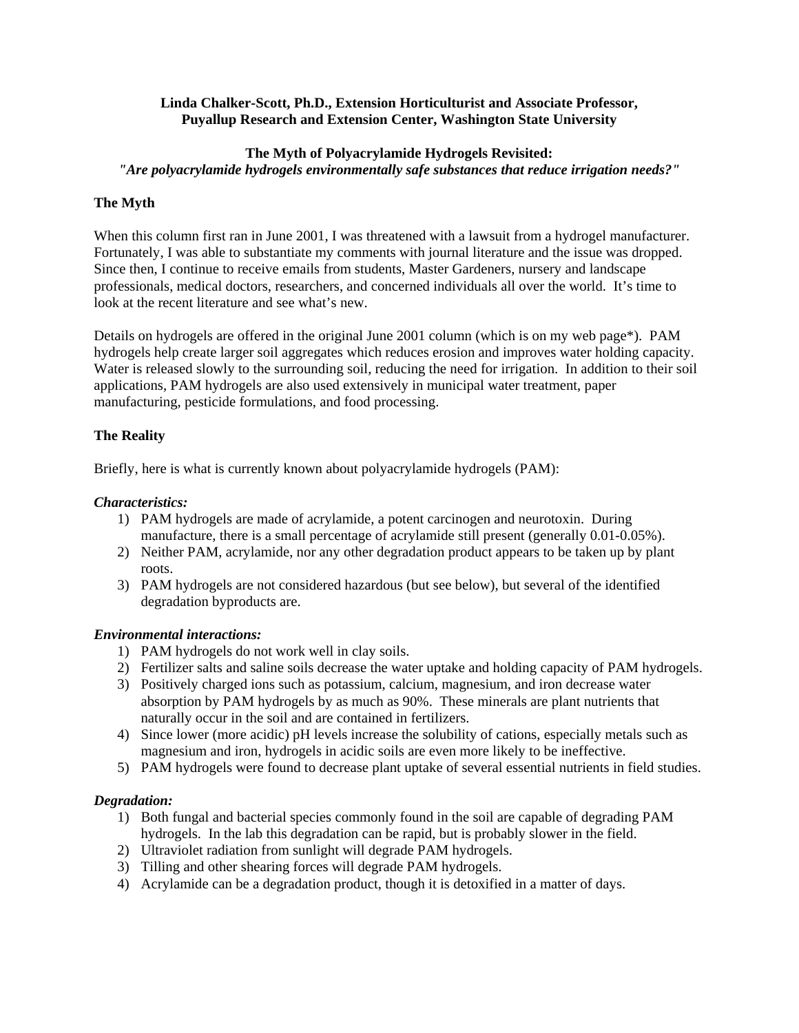**Linda Chalker-Scott, Ph.D., Extension Horticulturist and Associate Professor, Puyallup Research and Extension Center, Washington State University**

**The Myth of Polyacrylamide Hydrogels Revisited:**
***"Are polyacrylamide hydrogels environmentally safe substances that reduce irrigation needs?"***

## The Myth

When this column first ran in June 2001, I was threatened with a lawsuit from a hydrogel manufacturer. Fortunately, I was able to substantiate my comments with journal literature and the issue was dropped. Since then, I continue to receive emails from students, Master Gardeners, nursery and landscape professionals, medical doctors, researchers, and concerned individuals all over the world. It's time to look at the recent literature and see what's new.

Details on hydrogels are offered in the original June 2001 column (which is on my web page*). PAM hydrogels help create larger soil aggregates which reduces erosion and improves water holding capacity. Water is released slowly to the surrounding soil, reducing the need for irrigation. In addition to their soil applications, PAM hydrogels are also used extensively in municipal water treatment, paper manufacturing, pesticide formulations, and food processing.

## The Reality

Briefly, here is what is currently known about polyacrylamide hydrogels (PAM):

***Characteristics:***

1) PAM hydrogels are made of acrylamide, a potent carcinogen and neurotoxin. During manufacture, there is a small percentage of acrylamide still present (generally 0.01-0.05%).
2) Neither PAM, acrylamide, nor any other degradation product appears to be taken up by plant roots.
3) PAM hydrogels are not considered hazardous (but see below), but several of the identified degradation byproducts are.

***Environmental interactions:***

1) PAM hydrogels do not work well in clay soils.
2) Fertilizer salts and saline soils decrease the water uptake and holding capacity of PAM hydrogels.
3) Positively charged ions such as potassium, calcium, magnesium, and iron decrease water absorption by PAM hydrogels by as much as 90%. These minerals are plant nutrients that naturally occur in the soil and are contained in fertilizers.
4) Since lower (more acidic) pH levels increase the solubility of cations, especially metals such as magnesium and iron, hydrogels in acidic soils are even more likely to be ineffective.
5) PAM hydrogels were found to decrease plant uptake of several essential nutrients in field studies.

***Degradation:***

1) Both fungal and bacterial species commonly found in the soil are capable of degrading PAM hydrogels. In the lab this degradation can be rapid, but is probably slower in the field.
2) Ultraviolet radiation from sunlight will degrade PAM hydrogels.
3) Tilling and other shearing forces will degrade PAM hydrogels.
4) Acrylamide can be a degradation product, though it is detoxified in a matter of days.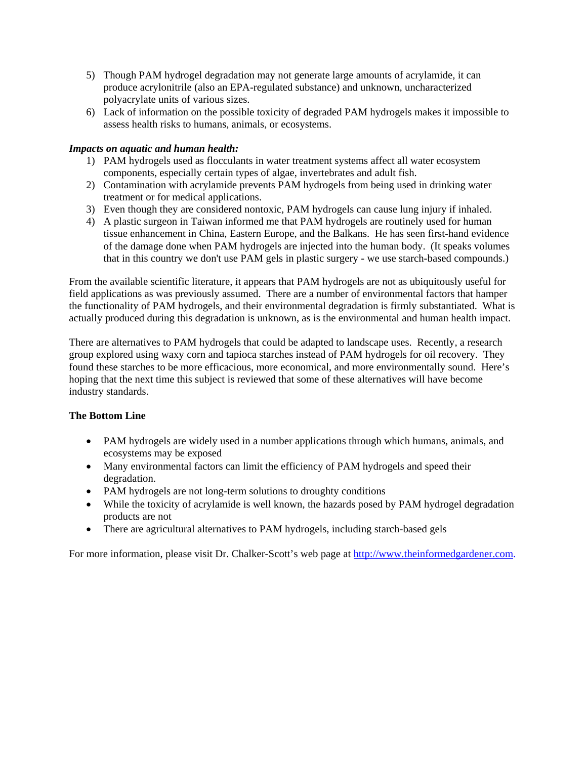5) Though PAM hydrogel degradation may not generate large amounts of acrylamide, it can produce acrylonitrile (also an EPA-regulated substance) and unknown, uncharacterized polyacrylate units of various sizes.
6) Lack of information on the possible toxicity of degraded PAM hydrogels makes it impossible to assess health risks to humans, animals, or ecosystems.

***Impacts on aquatic and human health:***

1) PAM hydrogels used as flocculants in water treatment systems affect all water ecosystem components, especially certain types of algae, invertebrates and adult fish.
2) Contamination with acrylamide prevents PAM hydrogels from being used in drinking water treatment or for medical applications.
3) Even though they are considered nontoxic, PAM hydrogels can cause lung injury if inhaled.
4) A plastic surgeon in Taiwan informed me that PAM hydrogels are routinely used for human tissue enhancement in China, Eastern Europe, and the Balkans. He has seen first-hand evidence of the damage done when PAM hydrogels are injected into the human body. (It speaks volumes that in this country we don't use PAM gels in plastic surgery - we use starch-based compounds.)

From the available scientific literature, it appears that PAM hydrogels are not as ubiquitously useful for field applications as was previously assumed. There are a number of environmental factors that hamper the functionality of PAM hydrogels, and their environmental degradation is firmly substantiated. What is actually produced during this degradation is unknown, as is the environmental and human health impact.

There are alternatives to PAM hydrogels that could be adapted to landscape uses. Recently, a research group explored using waxy corn and tapioca starches instead of PAM hydrogels for oil recovery. They found these starches to be more efficacious, more economical, and more environmentally sound. Here's hoping that the next time this subject is reviewed that some of these alternatives will have become industry standards.

**The Bottom Line**

- PAM hydrogels are widely used in a number applications through which humans, animals, and ecosystems may be exposed
- Many environmental factors can limit the efficiency of PAM hydrogels and speed their degradation.
- PAM hydrogels are not long-term solutions to droughty conditions
- While the toxicity of acrylamide is well known, the hazards posed by PAM hydrogel degradation products are not
- There are agricultural alternatives to PAM hydrogels, including starch-based gels

For more information, please visit Dr. Chalker-Scott's web page at [http://www.theinformedgardener.com](http://www.theinformedgardener.com).